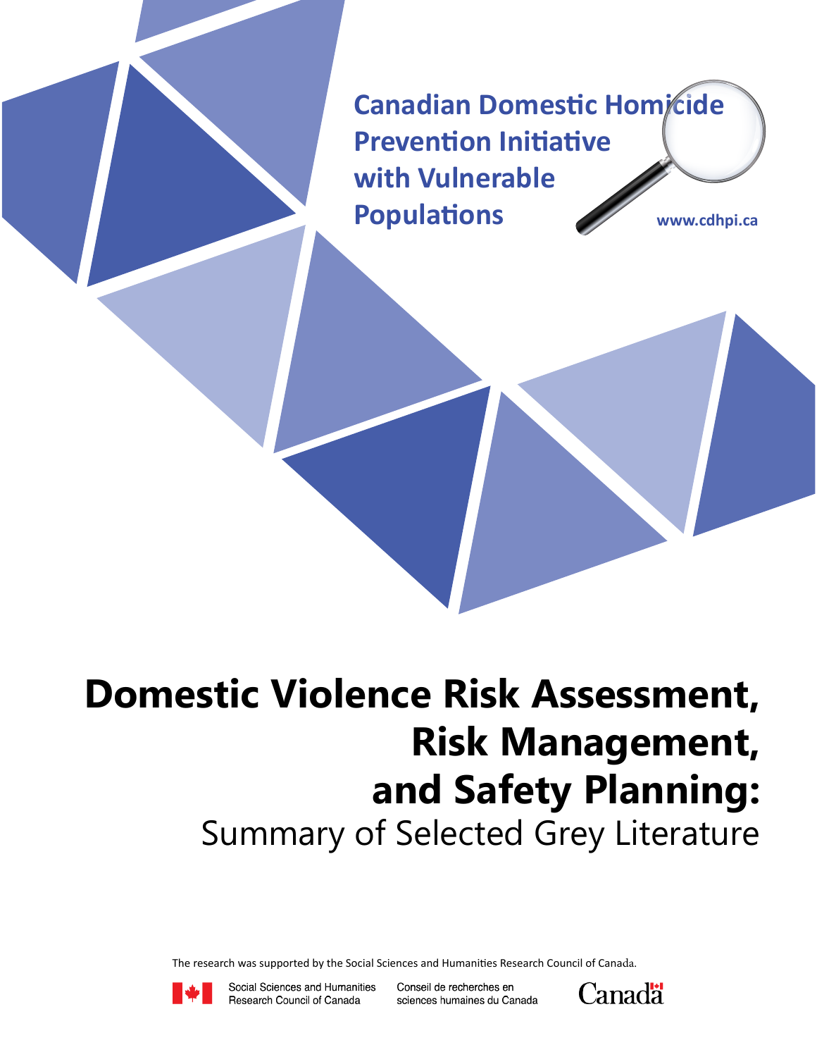Canadian Domestic Homicide Prevention Initiative with Vulnerable Populations

www.cdhpi.ca

# Domestic Violence Risk Assessment, Risk Management, and Safety Planning:

## Summary of Selected Grey Literature

The research was supported by the Social Sciences and Humanities Research Council of Canada.

Social Sciences and Humanities Research Council of Canada

Conseil de recherches en sciences humaines du Canada

Canada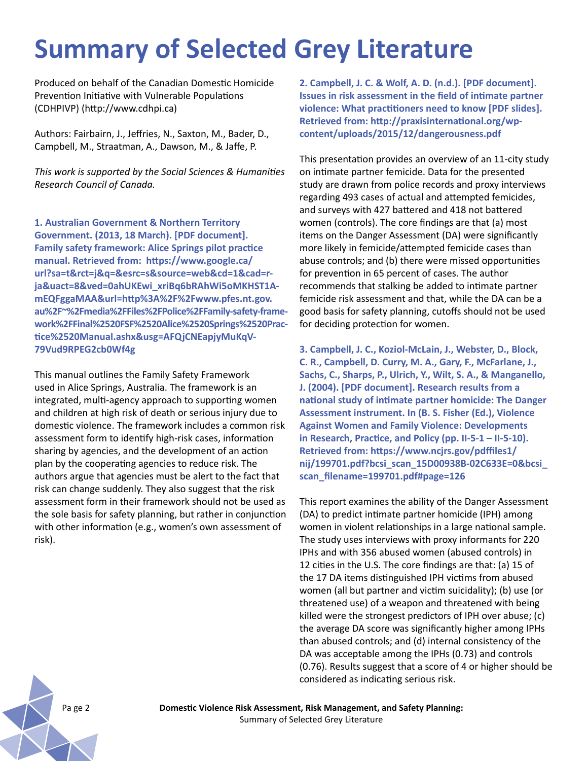# Summary of Selected Grey Literature

Produced on behalf of the Canadian Domestic Homicide Prevention Initiative with Vulnerable Populations (CDHPIVP) (http://www.cdhpi.ca)

Authors: Fairbairn, J., Jeffries, N., Saxton, M., Bader, D., Campbell, M., Straatman, A., Dawson, M., & Jaffe, P.

*This work is supported by the Social Sciences & Humanities Research Council of Canada.*

**1. Australian Government & Northern Territory Government. (2013, 18 March). [PDF document]. Family safety framework: Alice Springs pilot practice manual. Retrieved from: https://www.google.ca/url?sa=t&rct=j&q=&esrc=s&source=web&cd=1&cad=rja&uact=8&ved=0ahUKEwi_xriBq6bRAhWi5oMKHST1A-mEQFggaMAA&url=http%3A%2F%2Fwww.pfes.nt.gov.au%2F~%2Fmedia%2FFiles%2FPolice%2FFamily-safety-framework%2FFinal%2520FSF%2520Alice%2520Springs%2520Practice%2520Manual.ashx&usg=AFQjCNEapjyMuKqV-79Vud9RPEG2cb0Wf4g**

This manual outlines the Family Safety Framework used in Alice Springs, Australia. The framework is an integrated, multi-agency approach to supporting women and children at high risk of death or serious injury due to domestic violence. The framework includes a common risk assessment form to identify high-risk cases, information sharing by agencies, and the development of an action plan by the cooperating agencies to reduce risk. The authors argue that agencies must be alert to the fact that risk can change suddenly. They also suggest that the risk assessment form in their framework should not be used as the sole basis for safety planning, but rather in conjunction with other information (e.g., women's own assessment of risk).

**2. Campbell, J. C. & Wolf, A. D. (n.d.). [PDF document]. Issues in risk assessment in the field of intimate partner violence: What practitioners need to know [PDF slides]. Retrieved from: http://praxisinternational.org/wp-content/uploads/2015/12/dangerousness.pdf**

This presentation provides an overview of an 11-city study on intimate partner femicide. Data for the presented study are drawn from police records and proxy interviews regarding 493 cases of actual and attempted femicides, and surveys with 427 battered and 418 not battered women (controls). The core findings are that (a) most items on the Danger Assessment (DA) were significantly more likely in femicide/attempted femicide cases than abuse controls; and (b) there were missed opportunities for prevention in 65 percent of cases. The author recommends that stalking be added to intimate partner femicide risk assessment and that, while the DA can be a good basis for safety planning, cutoffs should not be used for deciding protection for women.

**3. Campbell, J. C., Koziol-McLain, J., Webster, D., Block, C. R., Campbell, D. Curry, M. A., Gary, F., McFarlane, J., Sachs, C., Sharps, P., Ulrich, Y., Wilt, S. A., & Manganello, J. (2004). [PDF document]. Research results from a national study of intimate partner homicide: The Danger Assessment instrument. In (B. S. Fisher (Ed.), Violence Against Women and Family Violence: Developments in Research, Practice, and Policy (pp. II-5-1 – II-5-10). Retrieved from: https://www.ncjrs.gov/pdffiles1/nij/199701.pdf?bcsi_scan_15D00938B-02C633E=0&bcsi_scan_filename=199701.pdf#page=126**

This report examines the ability of the Danger Assessment (DA) to predict intimate partner homicide (IPH) among women in violent relationships in a large national sample. The study uses interviews with proxy informants for 220 IPHs and with 356 abused women (abused controls) in 12 cities in the U.S. The core findings are that: (a) 15 of the 17 DA items distinguished IPH victims from abused women (all but partner and victim suicidality); (b) use (or threatened use) of a weapon and threatened with being killed were the strongest predictors of IPH over abuse; (c) the average DA score was significantly higher among IPHs than abused controls; and (d) internal consistency of the DA was acceptable among the IPHs (0.73) and controls (0.76). Results suggest that a score of 4 or higher should be considered as indicating serious risk.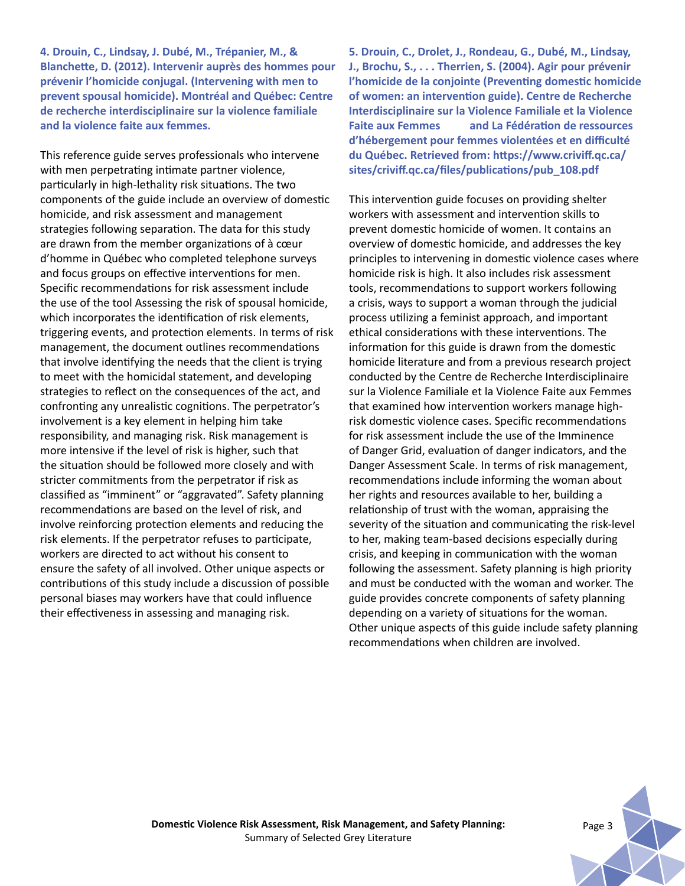**4. Drouin, C., Lindsay, J. Dubé, M., Trépanier, M., & Blanchette, D. (2012). Intervenir auprès des hommes pour prévenir l'homicide conjugal. (Intervening with men to prevent spousal homicide). Montréal and Québec: Centre de recherche interdisciplinaire sur la violence familiale and la violence faite aux femmes.**

This reference guide serves professionals who intervene with men perpetrating intimate partner violence, particularly in high-lethality risk situations. The two components of the guide include an overview of domestic homicide, and risk assessment and management strategies following separation. The data for this study are drawn from the member organizations of à cœur d'homme in Québec who completed telephone surveys and focus groups on effective interventions for men. Specific recommendations for risk assessment include the use of the tool Assessing the risk of spousal homicide, which incorporates the identification of risk elements, triggering events, and protection elements. In terms of risk management, the document outlines recommendations that involve identifying the needs that the client is trying to meet with the homicidal statement, and developing strategies to reflect on the consequences of the act, and confronting any unrealistic cognitions. The perpetrator's involvement is a key element in helping him take responsibility, and managing risk. Risk management is more intensive if the level of risk is higher, such that the situation should be followed more closely and with stricter commitments from the perpetrator if risk as classified as "imminent" or "aggravated". Safety planning recommendations are based on the level of risk, and involve reinforcing protection elements and reducing the risk elements. If the perpetrator refuses to participate, workers are directed to act without his consent to ensure the safety of all involved. Other unique aspects or contributions of this study include a discussion of possible personal biases may workers have that could influence their effectiveness in assessing and managing risk.

**5. Drouin, C., Drolet, J., Rondeau, G., Dubé, M., Lindsay, J., Brochu, S., . . . Therrien, S. (2004). Agir pour prévenir l'homicide de la conjointe (Preventing domestic homicide of women: an intervention guide). Centre de Recherche Interdisciplinaire sur la Violence Familiale et la Violence Faite aux Femmes and La Fédération de ressources d'hébergement pour femmes violentées et en difficulté du Québec. Retrieved from: https://www.criviff.qc.ca/sites/criviff.qc.ca/files/publications/pub_108.pdf**

This intervention guide focuses on providing shelter workers with assessment and intervention skills to prevent domestic homicide of women. It contains an overview of domestic homicide, and addresses the key principles to intervening in domestic violence cases where homicide risk is high. It also includes risk assessment tools, recommendations to support workers following a crisis, ways to support a woman through the judicial process utilizing a feminist approach, and important ethical considerations with these interventions. The information for this guide is drawn from the domestic homicide literature and from a previous research project conducted by the Centre de Recherche Interdisciplinaire sur la Violence Familiale et la Violence Faite aux Femmes that examined how intervention workers manage high-risk domestic violence cases. Specific recommendations for risk assessment include the use of the Imminence of Danger Grid, evaluation of danger indicators, and the Danger Assessment Scale. In terms of risk management, recommendations include informing the woman about her rights and resources available to her, building a relationship of trust with the woman, appraising the severity of the situation and communicating the risk-level to her, making team-based decisions especially during crisis, and keeping in communication with the woman following the assessment. Safety planning is high priority and must be conducted with the woman and worker. The guide provides concrete components of safety planning depending on a variety of situations for the woman. Other unique aspects of this guide include safety planning recommendations when children are involved.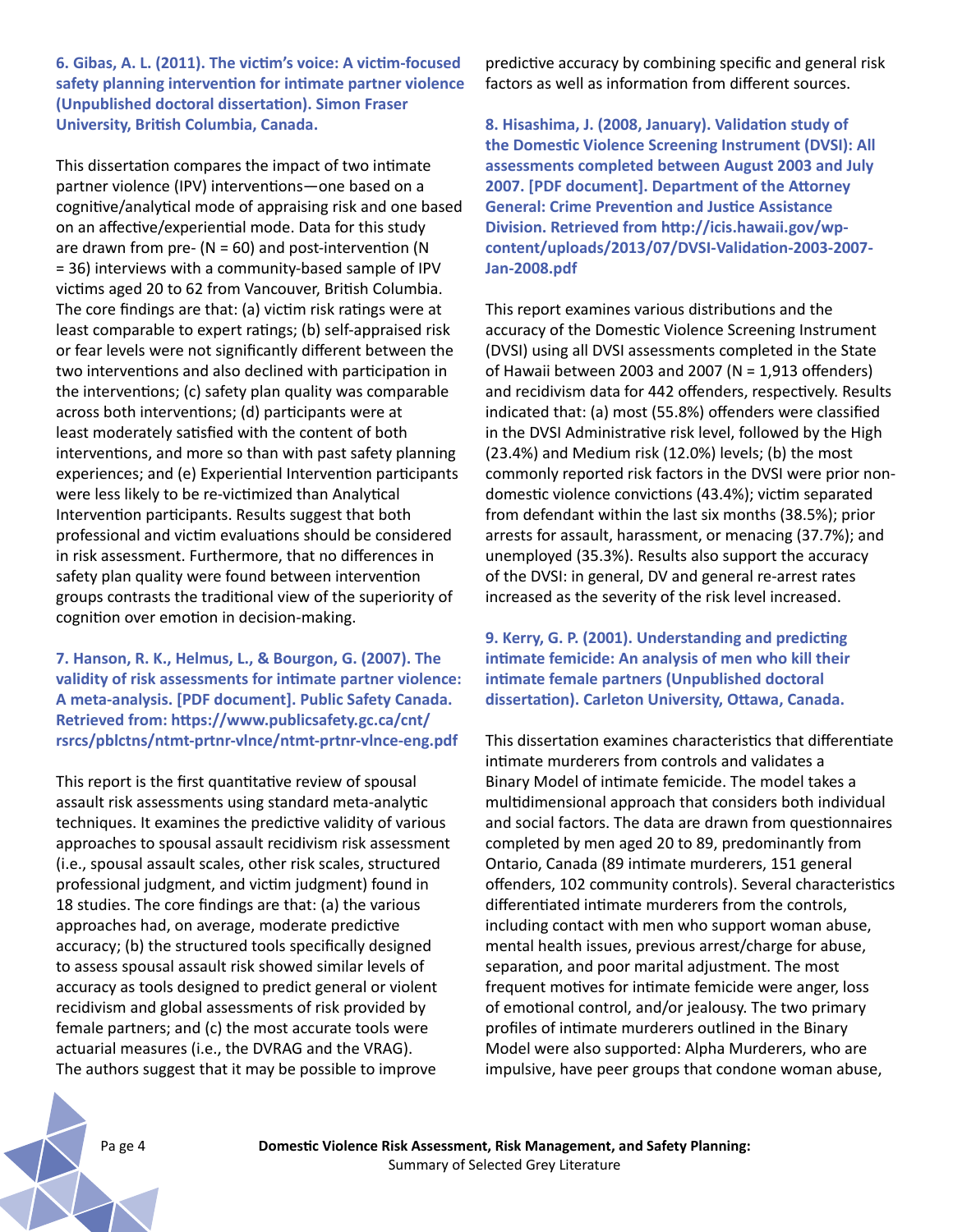**6. Gibas, A. L. (2011). The victim's voice: A victim-focused safety planning intervention for intimate partner violence (Unpublished doctoral dissertation). Simon Fraser University, British Columbia, Canada.**

This dissertation compares the impact of two intimate partner violence (IPV) interventions—one based on a cognitive/analytical mode of appraising risk and one based on an affective/experiential mode. Data for this study are drawn from pre- (N = 60) and post-intervention (N = 36) interviews with a community-based sample of IPV victims aged 20 to 62 from Vancouver, British Columbia. The core findings are that: (a) victim risk ratings were at least comparable to expert ratings; (b) self-appraised risk or fear levels were not significantly different between the two interventions and also declined with participation in the interventions; (c) safety plan quality was comparable across both interventions; (d) participants were at least moderately satisfied with the content of both interventions, and more so than with past safety planning experiences; and (e) Experiential Intervention participants were less likely to be re-victimized than Analytical Intervention participants. Results suggest that both professional and victim evaluations should be considered in risk assessment. Furthermore, that no differences in safety plan quality were found between intervention groups contrasts the traditional view of the superiority of cognition over emotion in decision-making.

**7. Hanson, R. K., Helmus, L., & Bourgon, G. (2007). The validity of risk assessments for intimate partner violence: A meta-analysis. [PDF document]. Public Safety Canada. Retrieved from: https://www.publicsafety.gc.ca/cnt/rsrcs/pblctns/ntmt-prtnr-vlnce/ntmt-prtnr-vlnce-eng.pdf**

This report is the first quantitative review of spousal assault risk assessments using standard meta-analytic techniques. It examines the predictive validity of various approaches to spousal assault recidivism risk assessment (i.e., spousal assault scales, other risk scales, structured professional judgment, and victim judgment) found in 18 studies. The core findings are that: (a) the various approaches had, on average, moderate predictive accuracy; (b) the structured tools specifically designed to assess spousal assault risk showed similar levels of accuracy as tools designed to predict general or violent recidivism and global assessments of risk provided by female partners; and (c) the most accurate tools were actuarial measures (i.e., the DVRAG and the VRAG). The authors suggest that it may be possible to improve predictive accuracy by combining specific and general risk factors as well as information from different sources.

**8. Hisashima, J. (2008, January). Validation study of the Domestic Violence Screening Instrument (DVSI): All assessments completed between August 2003 and July 2007. [PDF document]. Department of the Attorney General: Crime Prevention and Justice Assistance Division. Retrieved from http://icis.hawaii.gov/wp-content/uploads/2013/07/DVSI-Validation-2003-2007-Jan-2008.pdf**

This report examines various distributions and the accuracy of the Domestic Violence Screening Instrument (DVSI) using all DVSI assessments completed in the State of Hawaii between 2003 and 2007 (N = 1,913 offenders) and recidivism data for 442 offenders, respectively. Results indicated that: (a) most (55.8%) offenders were classified in the DVSI Administrative risk level, followed by the High (23.4%) and Medium risk (12.0%) levels; (b) the most commonly reported risk factors in the DVSI were prior non-domestic violence convictions (43.4%); victim separated from defendant within the last six months (38.5%); prior arrests for assault, harassment, or menacing (37.7%); and unemployed (35.3%). Results also support the accuracy of the DVSI: in general, DV and general re-arrest rates increased as the severity of the risk level increased.

**9. Kerry, G. P. (2001). Understanding and predicting intimate femicide: An analysis of men who kill their intimate female partners (Unpublished doctoral dissertation). Carleton University, Ottawa, Canada.**

This dissertation examines characteristics that differentiate intimate murderers from controls and validates a Binary Model of intimate femicide. The model takes a multidimensional approach that considers both individual and social factors. The data are drawn from questionnaires completed by men aged 20 to 89, predominantly from Ontario, Canada (89 intimate murderers, 151 general offenders, 102 community controls). Several characteristics differentiated intimate murderers from the controls, including contact with men who support woman abuse, mental health issues, previous arrest/charge for abuse, separation, and poor marital adjustment. The most frequent motives for intimate femicide were anger, loss of emotional control, and/or jealousy. The two primary profiles of intimate murderers outlined in the Binary Model were also supported: Alpha Murderers, who are impulsive, have peer groups that condone woman abuse,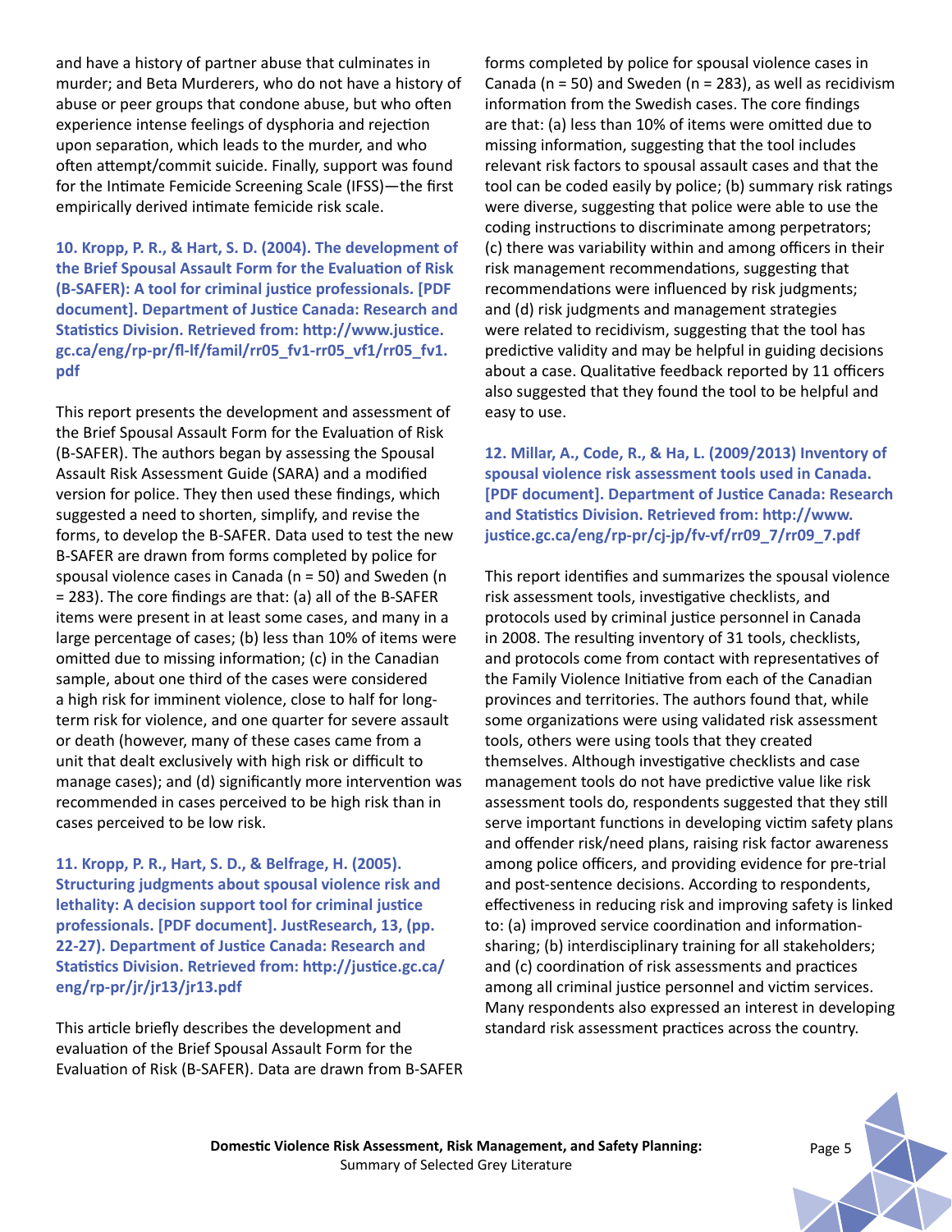and have a history of partner abuse that culminates in murder; and Beta Murderers, who do not have a history of abuse or peer groups that condone abuse, but who often experience intense feelings of dysphoria and rejection upon separation, which leads to the murder, and who often attempt/commit suicide. Finally, support was found for the Intimate Femicide Screening Scale (IFSS)—the first empirically derived intimate femicide risk scale.

**10. Kropp, P. R., & Hart, S. D. (2004). The development of the Brief Spousal Assault Form for the Evaluation of Risk (B-SAFER): A tool for criminal justice professionals. [PDF document]. Department of Justice Canada: Research and Statistics Division. Retrieved from: http://www.justice.gc.ca/eng/rp-pr/fl-lf/famil/rr05_fv1-rr05_vf1/rr05_fv1.pdf**

This report presents the development and assessment of the Brief Spousal Assault Form for the Evaluation of Risk (B-SAFER). The authors began by assessing the Spousal Assault Risk Assessment Guide (SARA) and a modified version for police. They then used these findings, which suggested a need to shorten, simplify, and revise the forms, to develop the B-SAFER. Data used to test the new B-SAFER are drawn from forms completed by police for spousal violence cases in Canada (n = 50) and Sweden (n = 283). The core findings are that: (a) all of the B-SAFER items were present in at least some cases, and many in a large percentage of cases; (b) less than 10% of items were omitted due to missing information; (c) in the Canadian sample, about one third of the cases were considered a high risk for imminent violence, close to half for long-term risk for violence, and one quarter for severe assault or death (however, many of these cases came from a unit that dealt exclusively with high risk or difficult to manage cases); and (d) significantly more intervention was recommended in cases perceived to be high risk than in cases perceived to be low risk.

**11. Kropp, P. R., Hart, S. D., & Belfrage, H. (2005). Structuring judgments about spousal violence risk and lethality: A decision support tool for criminal justice professionals. [PDF document]. JustResearch, 13, (pp. 22-27). Department of Justice Canada: Research and Statistics Division. Retrieved from: http://justice.gc.ca/eng/rp-pr/jr/jr13/jr13.pdf**

This article briefly describes the development and evaluation of the Brief Spousal Assault Form for the Evaluation of Risk (B-SAFER). Data are drawn from B-SAFER forms completed by police for spousal violence cases in Canada (n = 50) and Sweden (n = 283), as well as recidivism information from the Swedish cases. The core findings are that: (a) less than 10% of items were omitted due to missing information, suggesting that the tool includes relevant risk factors to spousal assault cases and that the tool can be coded easily by police; (b) summary risk ratings were diverse, suggesting that police were able to use the coding instructions to discriminate among perpetrators; (c) there was variability within and among officers in their risk management recommendations, suggesting that recommendations were influenced by risk judgments; and (d) risk judgments and management strategies were related to recidivism, suggesting that the tool has predictive validity and may be helpful in guiding decisions about a case. Qualitative feedback reported by 11 officers also suggested that they found the tool to be helpful and easy to use.

**12. Millar, A., Code, R., & Ha, L. (2009/2013) Inventory of spousal violence risk assessment tools used in Canada. [PDF document]. Department of Justice Canada: Research and Statistics Division. Retrieved from: http://www.justice.gc.ca/eng/rp-pr/cj-jp/fv-vf/rr09_7/rr09_7.pdf**

This report identifies and summarizes the spousal violence risk assessment tools, investigative checklists, and protocols used by criminal justice personnel in Canada in 2008. The resulting inventory of 31 tools, checklists, and protocols come from contact with representatives of the Family Violence Initiative from each of the Canadian provinces and territories. The authors found that, while some organizations were using validated risk assessment tools, others were using tools that they created themselves. Although investigative checklists and case management tools do not have predictive value like risk assessment tools do, respondents suggested that they still serve important functions in developing victim safety plans and offender risk/need plans, raising risk factor awareness among police officers, and providing evidence for pre-trial and post-sentence decisions. According to respondents, effectiveness in reducing risk and improving safety is linked to: (a) improved service coordination and information-sharing; (b) interdisciplinary training for all stakeholders; and (c) coordination of risk assessments and practices among all criminal justice personnel and victim services. Many respondents also expressed an interest in developing standard risk assessment practices across the country.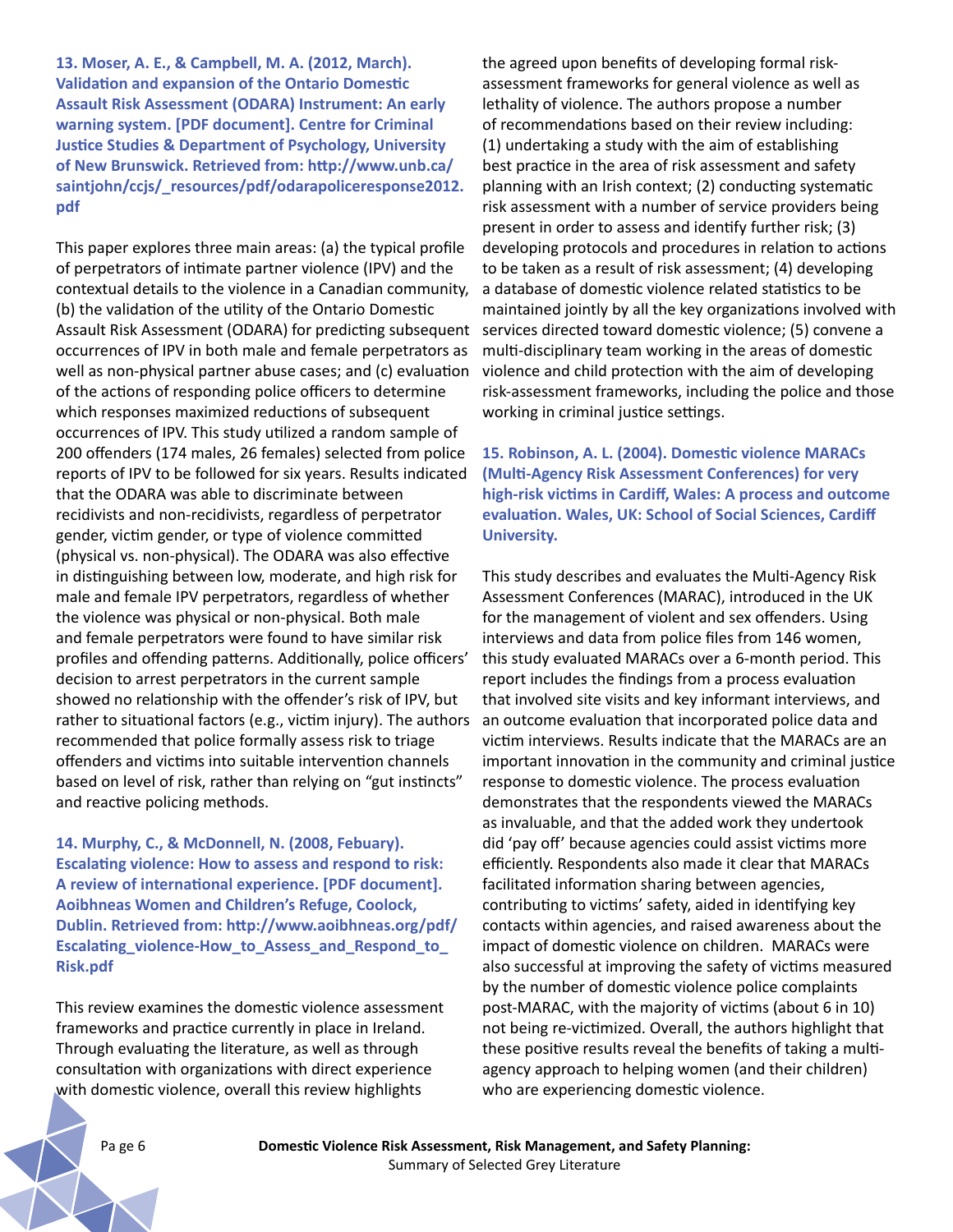**13. Moser, A. E., & Campbell, M. A. (2012, March). Validation and expansion of the Ontario Domestic Assault Risk Assessment (ODARA) Instrument: An early warning system. [PDF document]. Centre for Criminal Justice Studies & Department of Psychology, University of New Brunswick. Retrieved from: http://www.unb.ca/saintjohn/ccjs/_resources/pdf/odarapoliceresponse2012.pdf**

This paper explores three main areas: (a) the typical profile of perpetrators of intimate partner violence (IPV) and the contextual details to the violence in a Canadian community, (b) the validation of the utility of the Ontario Domestic Assault Risk Assessment (ODARA) for predicting subsequent occurrences of IPV in both male and female perpetrators as well as non-physical partner abuse cases; and (c) evaluation of the actions of responding police officers to determine which responses maximized reductions of subsequent occurrences of IPV. This study utilized a random sample of 200 offenders (174 males, 26 females) selected from police reports of IPV to be followed for six years. Results indicated that the ODARA was able to discriminate between recidivists and non-recidivists, regardless of perpetrator gender, victim gender, or type of violence committed (physical vs. non-physical). The ODARA was also effective in distinguishing between low, moderate, and high risk for male and female IPV perpetrators, regardless of whether the violence was physical or non-physical. Both male and female perpetrators were found to have similar risk profiles and offending patterns. Additionally, police officers' decision to arrest perpetrators in the current sample showed no relationship with the offender's risk of IPV, but rather to situational factors (e.g., victim injury). The authors recommended that police formally assess risk to triage offenders and victims into suitable intervention channels based on level of risk, rather than relying on "gut instincts" and reactive policing methods.

**14. Murphy, C., & McDonnell, N. (2008, Febuary). Escalating violence: How to assess and respond to risk: A review of international experience. [PDF document]. Aoibhneas Women and Children's Refuge, Coolock, Dublin. Retrieved from: http://www.aoibhneas.org/pdf/Escalating_violence-How_to_Assess_and_Respond_to_Risk.pdf**

This review examines the domestic violence assessment frameworks and practice currently in place in Ireland. Through evaluating the literature, as well as through consultation with organizations with direct experience with domestic violence, overall this review highlights the agreed upon benefits of developing formal risk-assessment frameworks for general violence as well as lethality of violence. The authors propose a number of recommendations based on their review including: (1) undertaking a study with the aim of establishing best practice in the area of risk assessment and safety planning with an Irish context; (2) conducting systematic risk assessment with a number of service providers being present in order to assess and identify further risk; (3) developing protocols and procedures in relation to actions to be taken as a result of risk assessment; (4) developing a database of domestic violence related statistics to be maintained jointly by all the key organizations involved with services directed toward domestic violence; (5) convene a multi-disciplinary team working in the areas of domestic violence and child protection with the aim of developing risk-assessment frameworks, including the police and those working in criminal justice settings.

**15. Robinson, A. L. (2004). Domestic violence MARACs (Multi-Agency Risk Assessment Conferences) for very high-risk victims in Cardiff, Wales: A process and outcome evaluation. Wales, UK: School of Social Sciences, Cardiff University.**

This study describes and evaluates the Multi-Agency Risk Assessment Conferences (MARAC), introduced in the UK for the management of violent and sex offenders. Using interviews and data from police files from 146 women, this study evaluated MARACs over a 6-month period. This report includes the findings from a process evaluation that involved site visits and key informant interviews, and an outcome evaluation that incorporated police data and victim interviews. Results indicate that the MARACs are an important innovation in the community and criminal justice response to domestic violence. The process evaluation demonstrates that the respondents viewed the MARACs as invaluable, and that the added work they undertook did 'pay off' because agencies could assist victims more efficiently. Respondents also made it clear that MARACs facilitated information sharing between agencies, contributing to victims' safety, aided in identifying key contacts within agencies, and raised awareness about the impact of domestic violence on children. MARACs were also successful at improving the safety of victims measured by the number of domestic violence police complaints post-MARAC, with the majority of victims (about 6 in 10) not being re-victimized. Overall, the authors highlight that these positive results reveal the benefits of taking a multi-agency approach to helping women (and their children) who are experiencing domestic violence.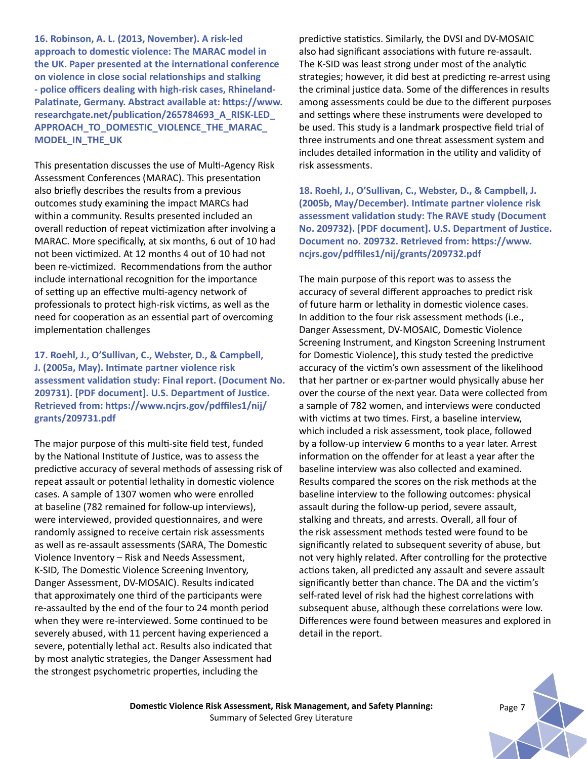**16. Robinson, A. L. (2013, November). A risk-led approach to domestic violence: The MARAC model in the UK. Paper presented at the international conference on violence in close social relationships and stalking - police officers dealing with high-risk cases, Rhineland-Palatinate, Germany. Abstract available at: https://www.researchgate.net/publication/265784693_A_RISK-LED_APPROACH_TO_DOMESTIC_VIOLENCE_THE_MARAC_MODEL_IN_THE_UK**

This presentation discusses the use of Multi-Agency Risk Assessment Conferences (MARAC). This presentation also briefly describes the results from a previous outcomes study examining the impact MARCs had within a community. Results presented included an overall reduction of repeat victimization after involving a MARAC. More specifically, at six months, 6 out of 10 had not been victimized. At 12 months 4 out of 10 had not been re-victimized. Recommendations from the author include international recognition for the importance of setting up an effective multi-agency network of professionals to protect high-risk victims, as well as the need for cooperation as an essential part of overcoming implementation challenges

**17. Roehl, J., O'Sullivan, C., Webster, D., & Campbell, J. (2005a, May). Intimate partner violence risk assessment validation study: Final report. (Document No. 209731). [PDF document]. U.S. Department of Justice. Retrieved from: https://www.ncjrs.gov/pdffiles1/nij/grants/209731.pdf**

The major purpose of this multi-site field test, funded by the National Institute of Justice, was to assess the predictive accuracy of several methods of assessing risk of repeat assault or potential lethality in domestic violence cases. A sample of 1307 women who were enrolled at baseline (782 remained for follow-up interviews), were interviewed, provided questionnaires, and were randomly assigned to receive certain risk assessments as well as re-assault assessments (SARA, The Domestic Violence Inventory – Risk and Needs Assessment, K-SID, The Domestic Violence Screening Inventory, Danger Assessment, DV-MOSAIC). Results indicated that approximately one third of the participants were re-assaulted by the end of the four to 24 month period when they were re-interviewed. Some continued to be severely abused, with 11 percent having experienced a severe, potentially lethal act. Results also indicated that by most analytic strategies, the Danger Assessment had the strongest psychometric properties, including the predictive statistics. Similarly, the DVSI and DV-MOSAIC also had significant associations with future re-assault. The K-SID was least strong under most of the analytic strategies; however, it did best at predicting re-arrest using the criminal justice data. Some of the differences in results among assessments could be due to the different purposes and settings where these instruments were developed to be used. This study is a landmark prospective field trial of three instruments and one threat assessment system and includes detailed information in the utility and validity of risk assessments.

**18. Roehl, J., O'Sullivan, C., Webster, D., & Campbell, J. (2005b, May/December). Intimate partner violence risk assessment validation study: The RAVE study (Document No. 209732). [PDF document]. U.S. Department of Justice. Document no. 209732. Retrieved from: https://www.ncjrs.gov/pdffiles1/nij/grants/209732.pdf**

The main purpose of this report was to assess the accuracy of several different approaches to predict risk of future harm or lethality in domestic violence cases. In addition to the four risk assessment methods (i.e., Danger Assessment, DV-MOSAIC, Domestic Violence Screening Instrument, and Kingston Screening Instrument for Domestic Violence), this study tested the predictive accuracy of the victim's own assessment of the likelihood that her partner or ex-partner would physically abuse her over the course of the next year. Data were collected from a sample of 782 women, and interviews were conducted with victims at two times. First, a baseline interview, which included a risk assessment, took place, followed by a follow-up interview 6 months to a year later. Arrest information on the offender for at least a year after the baseline interview was also collected and examined. Results compared the scores on the risk methods at the baseline interview to the following outcomes: physical assault during the follow-up period, severe assault, stalking and threats, and arrests. Overall, all four of the risk assessment methods tested were found to be significantly related to subsequent severity of abuse, but not very highly related. After controlling for the protective actions taken, all predicted any assault and severe assault significantly better than chance. The DA and the victim's self-rated level of risk had the highest correlations with subsequent abuse, although these correlations were low. Differences were found between measures and explored in detail in the report.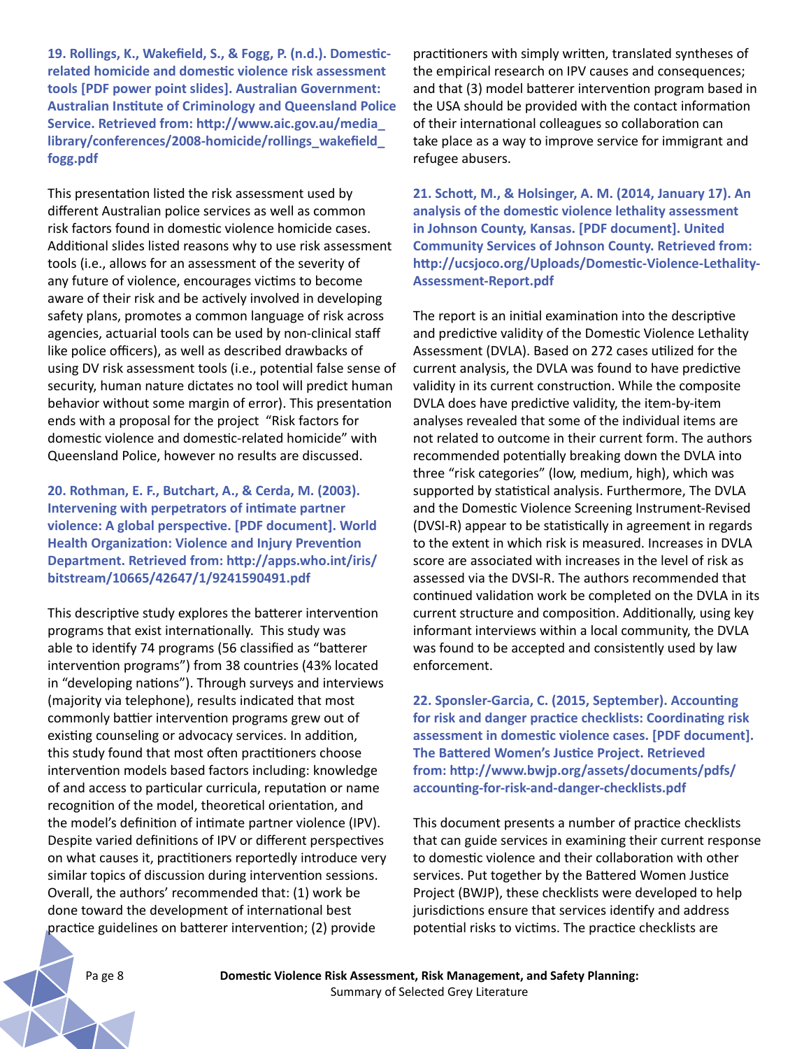**19. Rollings, K., Wakefield, S., & Fogg, P. (n.d.). Domestic-related homicide and domestic violence risk assessment tools [PDF power point slides]. Australian Government: Australian Institute of Criminology and Queensland Police Service. Retrieved from: http://www.aic.gov.au/media_library/conferences/2008-homicide/rollings_wakefield_fogg.pdf**

This presentation listed the risk assessment used by different Australian police services as well as common risk factors found in domestic violence homicide cases. Additional slides listed reasons why to use risk assessment tools (i.e., allows for an assessment of the severity of any future of violence, encourages victims to become aware of their risk and be actively involved in developing safety plans, promotes a common language of risk across agencies, actuarial tools can be used by non-clinical staff like police officers), as well as described drawbacks of using DV risk assessment tools (i.e., potential false sense of security, human nature dictates no tool will predict human behavior without some margin of error). This presentation ends with a proposal for the project "Risk factors for domestic violence and domestic-related homicide" with Queensland Police, however no results are discussed.

**20. Rothman, E. F., Butchart, A., & Cerda, M. (2003). Intervening with perpetrators of intimate partner violence: A global perspective. [PDF document]. World Health Organization: Violence and Injury Prevention Department. Retrieved from: http://apps.who.int/iris/bitstream/10665/42647/1/9241590491.pdf**

This descriptive study explores the batterer intervention programs that exist internationally. This study was able to identify 74 programs (56 classified as "batterer intervention programs") from 38 countries (43% located in "developing nations"). Through surveys and interviews (majority via telephone), results indicated that most commonly battier intervention programs grew out of existing counseling or advocacy services. In addition, this study found that most often practitioners choose intervention models based factors including: knowledge of and access to particular curricula, reputation or name recognition of the model, theoretical orientation, and the model's definition of intimate partner violence (IPV). Despite varied definitions of IPV or different perspectives on what causes it, practitioners reportedly introduce very similar topics of discussion during intervention sessions. Overall, the authors' recommended that: (1) work be done toward the development of international best practice guidelines on batterer intervention; (2) provide practitioners with simply written, translated syntheses of the empirical research on IPV causes and consequences; and that (3) model batterer intervention program based in the USA should be provided with the contact information of their international colleagues so collaboration can take place as a way to improve service for immigrant and refugee abusers.

**21. Schott, M., & Holsinger, A. M. (2014, January 17). An analysis of the domestic violence lethality assessment in Johnson County, Kansas. [PDF document]. United Community Services of Johnson County. Retrieved from: http://ucsjoco.org/Uploads/Domestic-Violence-Lethality-Assessment-Report.pdf**

The report is an initial examination into the descriptive and predictive validity of the Domestic Violence Lethality Assessment (DVLA). Based on 272 cases utilized for the current analysis, the DVLA was found to have predictive validity in its current construction. While the composite DVLA does have predictive validity, the item-by-item analyses revealed that some of the individual items are not related to outcome in their current form. The authors recommended potentially breaking down the DVLA into three "risk categories" (low, medium, high), which was supported by statistical analysis. Furthermore, The DVLA and the Domestic Violence Screening Instrument-Revised (DVSI-R) appear to be statistically in agreement in regards to the extent in which risk is measured. Increases in DVLA score are associated with increases in the level of risk as assessed via the DVSI-R. The authors recommended that continued validation work be completed on the DVLA in its current structure and composition. Additionally, using key informant interviews within a local community, the DVLA was found to be accepted and consistently used by law enforcement.

**22. Sponsler-Garcia, C. (2015, September). Accounting for risk and danger practice checklists: Coordinating risk assessment in domestic violence cases. [PDF document]. The Battered Women's Justice Project. Retrieved from: http://www.bwjp.org/assets/documents/pdfs/accounting-for-risk-and-danger-checklists.pdf**

This document presents a number of practice checklists that can guide services in examining their current response to domestic violence and their collaboration with other services. Put together by the Battered Women Justice Project (BWJP), these checklists were developed to help jurisdictions ensure that services identify and address potential risks to victims. The practice checklists are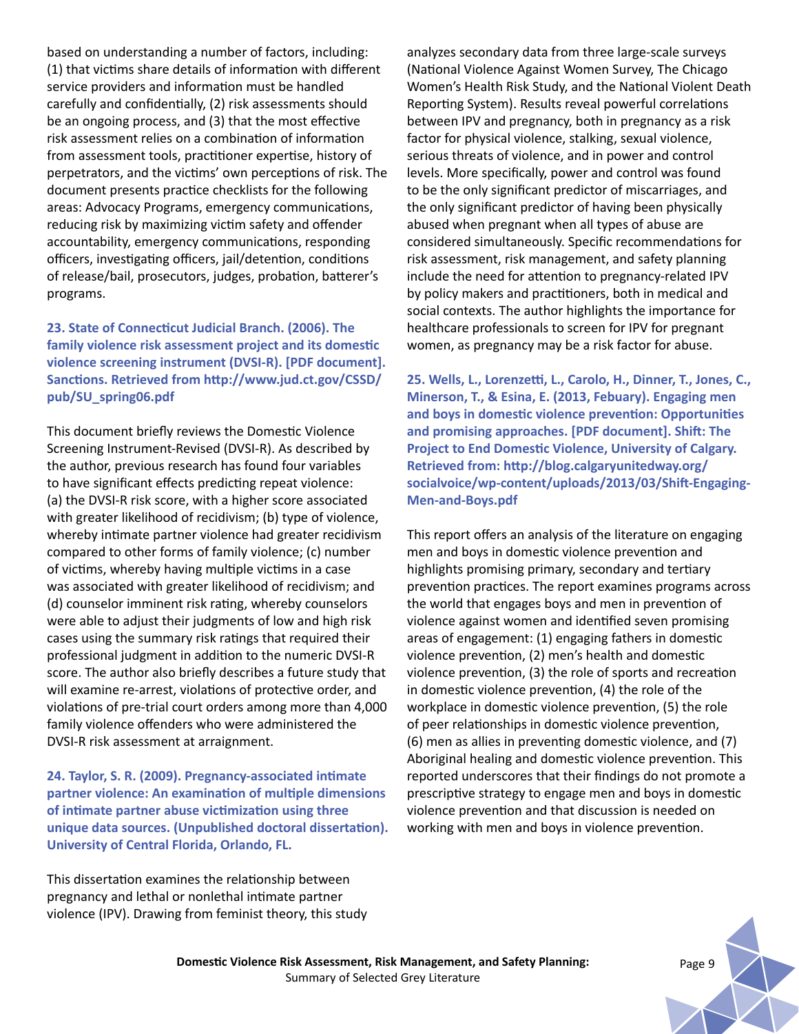based on understanding a number of factors, including: (1) that victims share details of information with different service providers and information must be handled carefully and confidentially, (2) risk assessments should be an ongoing process, and (3) that the most effective risk assessment relies on a combination of information from assessment tools, practitioner expertise, history of perpetrators, and the victims' own perceptions of risk. The document presents practice checklists for the following areas: Advocacy Programs, emergency communications, reducing risk by maximizing victim safety and offender accountability, emergency communications, responding officers, investigating officers, jail/detention, conditions of release/bail, prosecutors, judges, probation, batterer's programs.

**23. State of Connecticut Judicial Branch. (2006). The family violence risk assessment project and its domestic violence screening instrument (DVSI-R). [PDF document]. Sanctions. Retrieved from http://www.jud.ct.gov/CSSD/pub/SU_spring06.pdf**

This document briefly reviews the Domestic Violence Screening Instrument-Revised (DVSI-R). As described by the author, previous research has found four variables to have significant effects predicting repeat violence: (a) the DVSI-R risk score, with a higher score associated with greater likelihood of recidivism; (b) type of violence, whereby intimate partner violence had greater recidivism compared to other forms of family violence; (c) number of victims, whereby having multiple victims in a case was associated with greater likelihood of recidivism; and (d) counselor imminent risk rating, whereby counselors were able to adjust their judgments of low and high risk cases using the summary risk ratings that required their professional judgment in addition to the numeric DVSI-R score. The author also briefly describes a future study that will examine re-arrest, violations of protective order, and violations of pre-trial court orders among more than 4,000 family violence offenders who were administered the DVSI-R risk assessment at arraignment.

**24. Taylor, S. R. (2009). Pregnancy-associated intimate partner violence: An examination of multiple dimensions of intimate partner abuse victimization using three unique data sources. (Unpublished doctoral dissertation). University of Central Florida, Orlando, FL.**

This dissertation examines the relationship between pregnancy and lethal or nonlethal intimate partner violence (IPV). Drawing from feminist theory, this study analyzes secondary data from three large-scale surveys (National Violence Against Women Survey, The Chicago Women's Health Risk Study, and the National Violent Death Reporting System). Results reveal powerful correlations between IPV and pregnancy, both in pregnancy as a risk factor for physical violence, stalking, sexual violence, serious threats of violence, and in power and control levels. More specifically, power and control was found to be the only significant predictor of miscarriages, and the only significant predictor of having been physically abused when pregnant when all types of abuse are considered simultaneously. Specific recommendations for risk assessment, risk management, and safety planning include the need for attention to pregnancy-related IPV by policy makers and practitioners, both in medical and social contexts. The author highlights the importance for healthcare professionals to screen for IPV for pregnant women, as pregnancy may be a risk factor for abuse.

**25. Wells, L., Lorenzetti, L., Carolo, H., Dinner, T., Jones, C., Minerson, T., & Esina, E. (2013, Febuary). Engaging men and boys in domestic violence prevention: Opportunities and promising approaches. [PDF document]. Shift: The Project to End Domestic Violence, University of Calgary. Retrieved from: http://blog.calgaryunitedway.org/socialvoice/wp-content/uploads/2013/03/Shift-Engaging-Men-and-Boys.pdf**

This report offers an analysis of the literature on engaging men and boys in domestic violence prevention and highlights promising primary, secondary and tertiary prevention practices. The report examines programs across the world that engages boys and men in prevention of violence against women and identified seven promising areas of engagement: (1) engaging fathers in domestic violence prevention, (2) men's health and domestic violence prevention, (3) the role of sports and recreation in domestic violence prevention, (4) the role of the workplace in domestic violence prevention, (5) the role of peer relationships in domestic violence prevention, (6) men as allies in preventing domestic violence, and (7) Aboriginal healing and domestic violence prevention. This reported underscores that their findings do not promote a prescriptive strategy to engage men and boys in domestic violence prevention and that discussion is needed on working with men and boys in violence prevention.